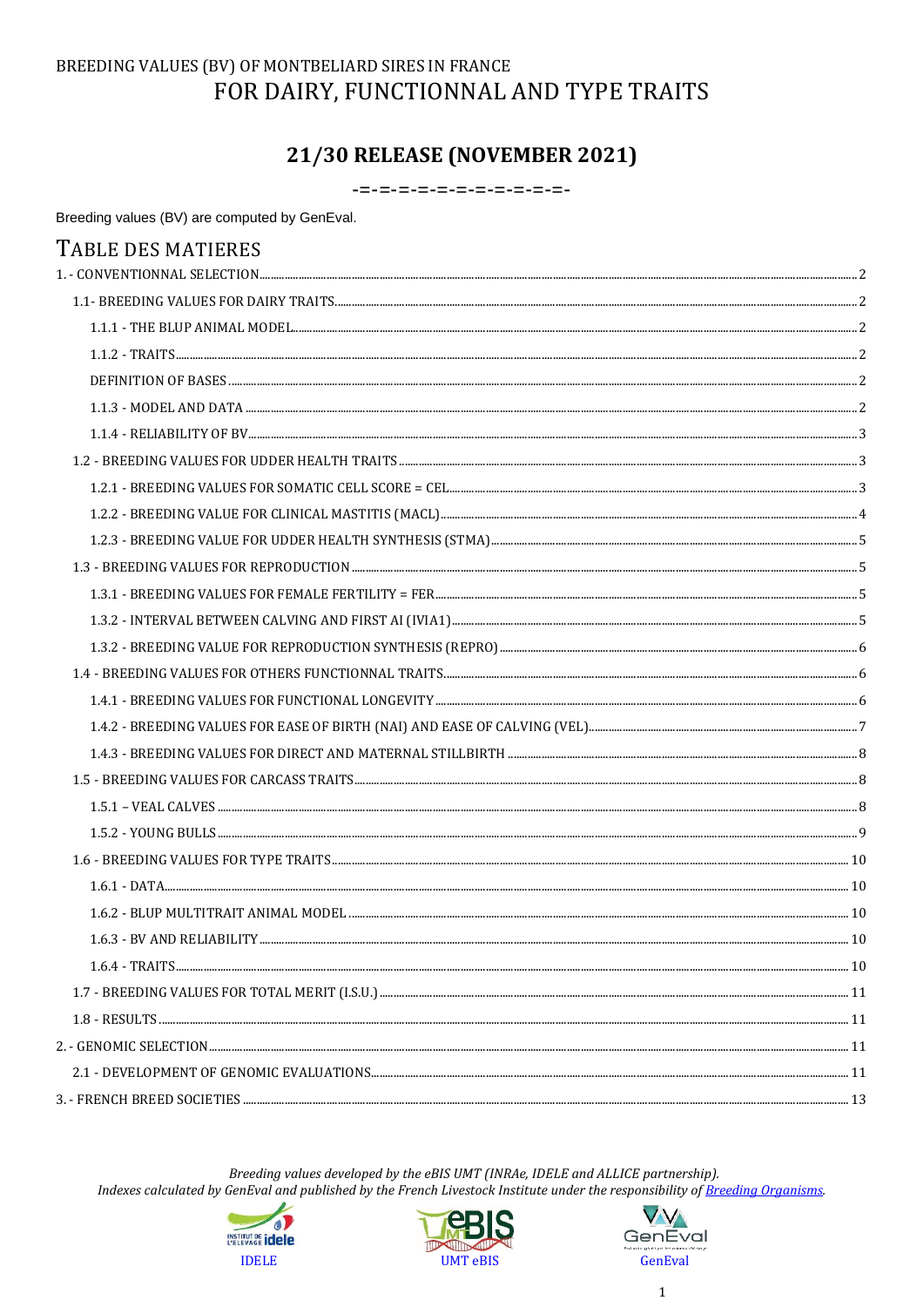BREEDING VALUES (BV) OF MONTBELIARD SIRES IN FRANCE

# FOR DAIRY, FUNCTIONNAL AND TYPE TRAITS

## 21/30 RELEASE (NOVEMBER 2021)

-=-=-=-=-=-=-=-=-=-=-=-

Breeding values (BV) are computed by GenEval.

## TABLE DES MATIERES

1. - CONVENTIONNAL SELECTION ..... 2
   - 1.1- BREEDING VALUES FOR DAIRY TRAITS ..... 2
     - 1.1.1 - THE BLUP ANIMAL MODEL ..... 2
     - 1.1.2 - TRAITS ..... 2
     - DEFINITION OF BASES ..... 2
     - 1.1.3 - MODEL AND DATA ..... 2
     - 1.1.4 - RELIABILITY OF BV ..... 3
   - 1.2 - BREEDING VALUES FOR UDDER HEALTH TRAITS ..... 3
     - 1.2.1 - BREEDING VALUES FOR SOMATIC CELL SCORE = CEL ..... 3
     - 1.2.2 - BREEDING VALUE FOR CLINICAL MASTITIS (MACL) ..... 4
     - 1.2.3 - BREEDING VALUE FOR UDDER HEALTH SYNTHESIS (STMA) ..... 5
   - 1.3 - BREEDING VALUES FOR REPRODUCTION ..... 5
     - 1.3.1 - BREEDING VALUES FOR FEMALE FERTILITY = FER ..... 5
     - 1.3.2 - INTERVAL BETWEEN CALVING AND FIRST AI (IVIA1) ..... 5
     - 1.3.2 - BREEDING VALUE FOR REPRODUCTION SYNTHESIS (REPRO) ..... 6
   - 1.4 - BREEDING VALUES FOR OTHERS FUNCTIONNAL TRAITS ..... 6
     - 1.4.1 - BREEDING VALUES FOR FUNCTIONAL LONGEVITY ..... 6
     - 1.4.2 - BREEDING VALUES FOR EASE OF BIRTH (NAI) AND EASE OF CALVING (VEL) ..... 7
     - 1.4.3 - BREEDING VALUES FOR DIRECT AND MATERNAL STILLBIRTH ..... 8
   - 1.5 - BREEDING VALUES FOR CARCASS TRAITS ..... 8
     - 1.5.1 – VEAL CALVES ..... 8
     - 1.5.2 - YOUNG BULLS ..... 9
   - 1.6 - BREEDING VALUES FOR TYPE TRAITS ..... 10
     - 1.6.1 - DATA ..... 10
     - 1.6.2 - BLUP MULTITRAIT ANIMAL MODEL ..... 10
     - 1.6.3 - BV AND RELIABILITY ..... 10
     - 1.6.4 - TRAITS ..... 10
   - 1.7 - BREEDING VALUES FOR TOTAL MERIT (I.S.U.) ..... 11
   - 1.8 - RESULTS ..... 11
2. - GENOMIC SELECTION ..... 11
   - 2.1 - DEVELOPMENT OF GENOMIC EVALUATIONS ..... 11
3. - FRENCH BREED SOCIETIES ..... 13

*Breeding values developed by the eBIS UMT (INRAe, IDELE and ALLICE partnership).*
*Indexes calculated by GenEval and published by the French Livestock Institute under the responsibility of Breeding Organisms.*

IDELE UMT eBIS GenEval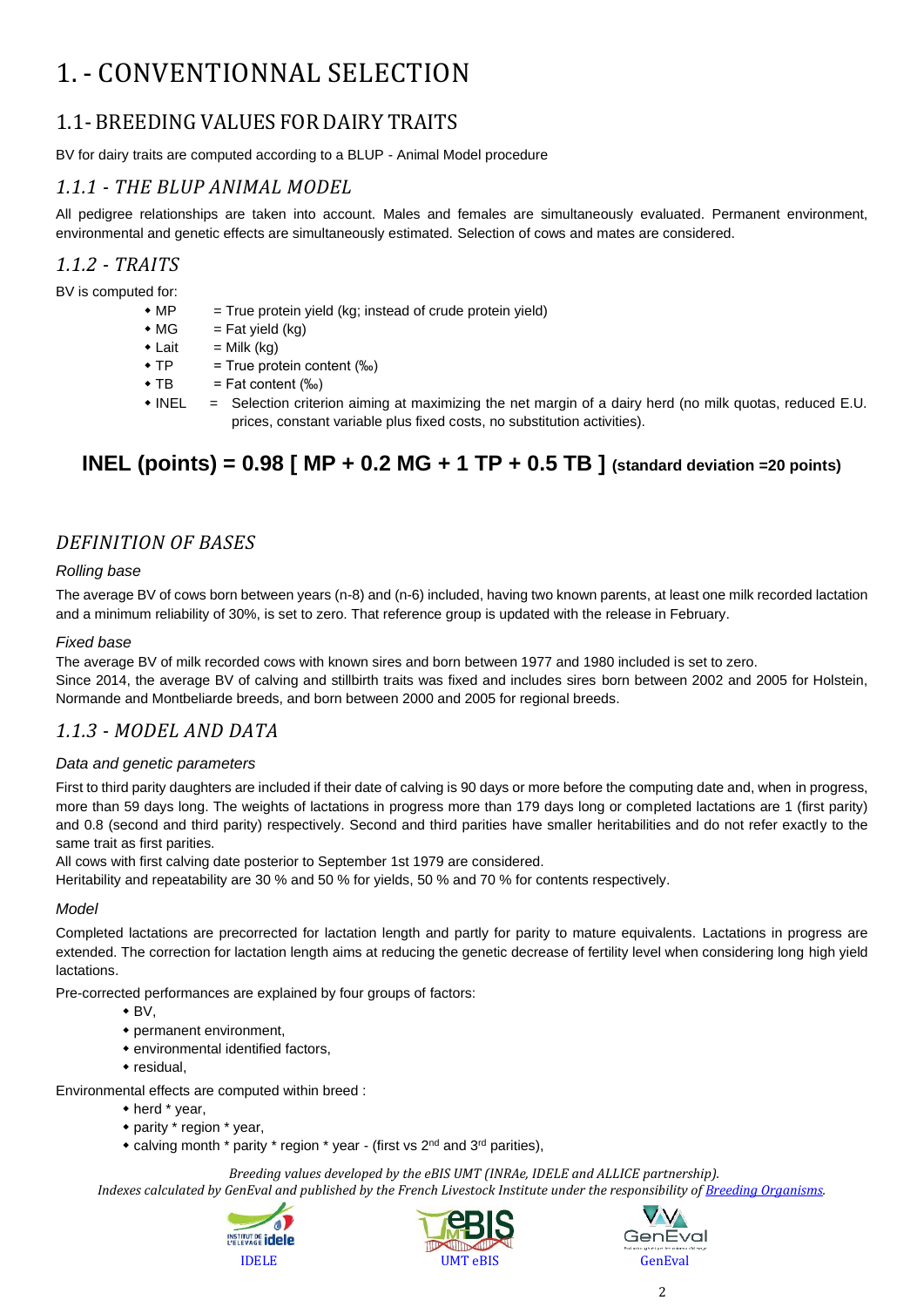# 1. - CONVENTIONNAL SELECTION

## 1.1- BREEDING VALUES FOR DAIRY TRAITS

BV for dairy traits are computed according to a BLUP - Animal Model procedure

### *1.1.1 - THE BLUP ANIMAL MODEL*

All pedigree relationships are taken into account. Males and females are simultaneously evaluated. Permanent environment, environmental and genetic effects are simultaneously estimated. Selection of cows and mates are considered.

### *1.1.2 - TRAITS*

BV is computed for:

- MP = True protein yield (kg; instead of crude protein yield)
- MG = Fat yield (kg)
- Lait = Milk (kg)
- TP = True protein content (‰)
- TB = Fat content (‰)
- INEL = Selection criterion aiming at maximizing the net margin of a dairy herd (no milk quotas, reduced E.U. prices, constant variable plus fixed costs, no substitution activities).

**INEL (points) = 0.98 [ MP + 0.2 MG + 1 TP + 0.5 TB ] (standard deviation =20 points)**

### *DEFINITION OF BASES*

*Rolling base*

The average BV of cows born between years (n-8) and (n-6) included, having two known parents, at least one milk recorded lactation and a minimum reliability of 30%, is set to zero. That reference group is updated with the release in February.

*Fixed base*

The average BV of milk recorded cows with known sires and born between 1977 and 1980 included is set to zero.
Since 2014, the average BV of calving and stillbirth traits was fixed and includes sires born between 2002 and 2005 for Holstein, Normande and Montbeliarde breeds, and born between 2000 and 2005 for regional breeds.

### *1.1.3 - MODEL AND DATA*

*Data and genetic parameters*

First to third parity daughters are included if their date of calving is 90 days or more before the computing date and, when in progress, more than 59 days long. The weights of lactations in progress more than 179 days long or completed lactations are 1 (first parity) and 0.8 (second and third parity) respectively. Second and third parities have smaller heritabilities and do not refer exactly to the same trait as first parities.
All cows with first calving date posterior to September 1st 1979 are considered.
Heritability and repeatability are 30 % and 50 % for yields, 50 % and 70 % for contents respectively.

*Model*

Completed lactations are precorrected for lactation length and partly for parity to mature equivalents. Lactations in progress are extended. The correction for lactation length aims at reducing the genetic decrease of fertility level when considering long high yield lactations.

Pre-corrected performances are explained by four groups of factors:

- BV,
- permanent environment,
- environmental identified factors,
- residual,

Environmental effects are computed within breed :

- herd * year,
- parity * region * year,
- calving month * parity * region * year - (first vs 2nd and 3rd parities),

*Breeding values developed by the eBIS UMT (INRAe, IDELE and ALLICE partnership).*
*Indexes calculated by GenEval and published by the French Livestock Institute under the responsibility of Breeding Organisms.*

IDELE UMT eBIS GenEval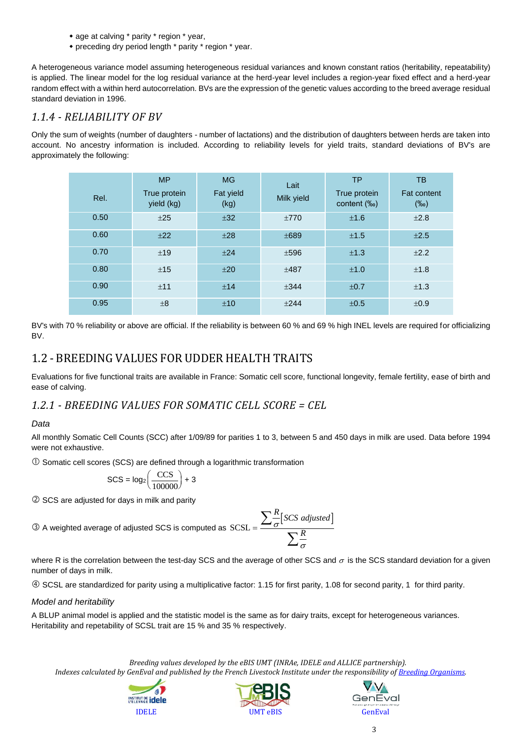- age at calving * parity * region * year,
- preceding dry period length * parity * region * year.

A heterogeneous variance model assuming heterogeneous residual variances and known constant ratios (heritability, repeatability) is applied. The linear model for the log residual variance at the herd-year level includes a region-year fixed effect and a herd-year random effect with a within herd autocorrelation. BVs are the expression of the genetic values according to the breed average residual standard deviation in 1996.

### *1.1.4 - RELIABILITY OF BV*

Only the sum of weights (number of daughters - number of lactations) and the distribution of daughters between herds are taken into account. No ancestry information is included. According to reliability levels for yield traits, standard deviations of BV's are approximately the following:

| Rel. | MP True protein yield (kg) | MG Fat yield (kg) | Lait Milk yield | TP True protein content (‰) | TB Fat content (‰) |
|---|---|---|---|---|---|
| 0.50 | ±25 | ±32 | ±770 | ±1.6 | ±2.8 |
| 0.60 | ±22 | ±28 | ±689 | ±1.5 | ±2.5 |
| 0.70 | ±19 | ±24 | ±596 | ±1.3 | ±2.2 |
| 0.80 | ±15 | ±20 | ±487 | ±1.0 | ±1.8 |
| 0.90 | ±11 | ±14 | ±344 | ±0.7 | ±1.3 |
| 0.95 | ±8 | ±10 | ±244 | ±0.5 | ±0.9 |

BV's with 70 % reliability or above are official. If the reliability is between 60 % and 69 % high INEL levels are required for officializing BV.

## 1.2 - BREEDING VALUES FOR UDDER HEALTH TRAITS

Evaluations for five functional traits are available in France: Somatic cell score, functional longevity, female fertility, ease of birth and ease of calving.

### *1.2.1 - BREEDING VALUES FOR SOMATIC CELL SCORE = CEL*

*Data*

All monthly Somatic Cell Counts (SCC) after 1/09/89 for parities 1 to 3, between 5 and 450 days in milk are used. Data before 1994 were not exhaustive.

① Somatic cell scores (SCS) are defined through a logarithmic transformation

$$\text{SCS} = \log_2\left(\frac{\text{CCS}}{100000}\right) + 3$$

② SCS are adjusted for days in milk and parity

③ A weighted average of adjusted SCS is computed as $\text{SCSL} = \dfrac{\sum \frac{R}{\sigma}[SCS\ adjusted]}{\sum \frac{R}{\sigma}}$

where R is the correlation between the test-day SCS and the average of other SCS and $\sigma$ is the SCS standard deviation for a given number of days in milk.

④ SCSL are standardized for parity using a multiplicative factor: 1.15 for first parity, 1.08 for second parity, 1 for third parity.

*Model and heritability*

A BLUP animal model is applied and the statistic model is the same as for dairy traits, except for heterogeneous variances. Heritability and repetability of SCSL trait are 15 % and 35 % respectively.

*Breeding values developed by the eBIS UMT (INRAe, IDELE and ALLICE partnership).*
*Indexes calculated by GenEval and published by the French Livestock Institute under the responsibility of Breeding Organisms.*

IDELE UMT eBIS GenEval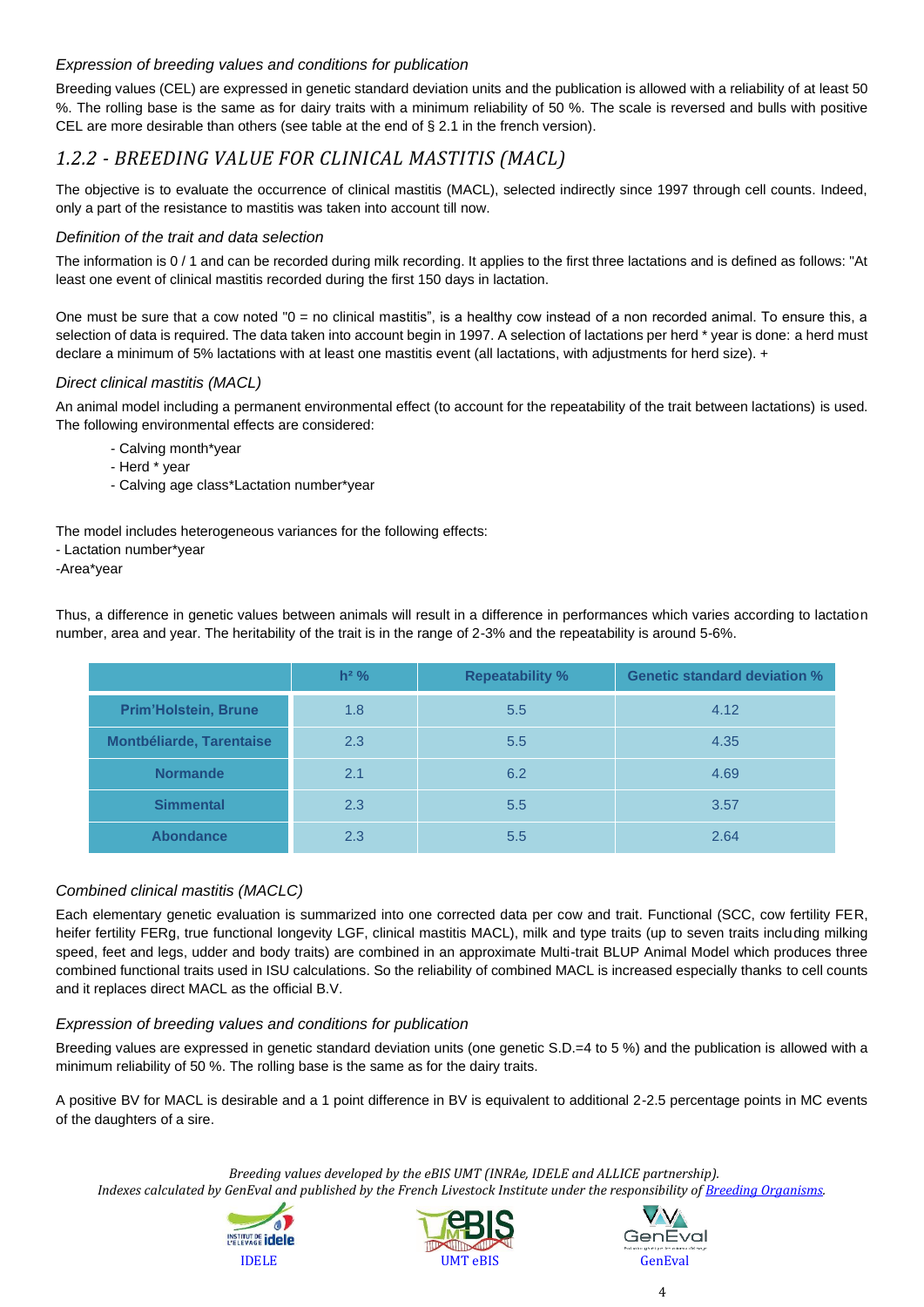*Expression of breeding values and conditions for publication*

Breeding values (CEL) are expressed in genetic standard deviation units and the publication is allowed with a reliability of at least 50 %. The rolling base is the same as for dairy traits with a minimum reliability of 50 %. The scale is reversed and bulls with positive CEL are more desirable than others (see table at the end of § 2.1 in the french version).

## 1.2.2 - BREEDING VALUE FOR CLINICAL MASTITIS (MACL)

The objective is to evaluate the occurrence of clinical mastitis (MACL), selected indirectly since 1997 through cell counts. Indeed, only a part of the resistance to mastitis was taken into account till now.

*Definition of the trait and data selection*

The information is 0 / 1 and can be recorded during milk recording. It applies to the first three lactations and is defined as follows: "At least one event of clinical mastitis recorded during the first 150 days in lactation.

One must be sure that a cow noted "0 = no clinical mastitis", is a healthy cow instead of a non recorded animal. To ensure this, a selection of data is required. The data taken into account begin in 1997. A selection of lactations per herd * year is done: a herd must declare a minimum of 5% lactations with at least one mastitis event (all lactations, with adjustments for herd size). +

*Direct clinical mastitis (MACL)*

An animal model including a permanent environmental effect (to account for the repeatability of the trait between lactations) is used. The following environmental effects are considered:

- Calving month*year
- Herd * year
- Calving age class*Lactation number*year

The model includes heterogeneous variances for the following effects:
- Lactation number*year
- Area*year

Thus, a difference in genetic values between animals will result in a difference in performances which varies according to lactation number, area and year. The heritability of the trait is in the range of 2-3% and the repeatability is around 5-6%.

| | h² % | Repeatability % | Genetic standard deviation % |
|---|---|---|---|
| **Prim'Holstein, Brune** | 1.8 | 5.5 | 4.12 |
| **Montbéliarde, Tarentaise** | 2.3 | 5.5 | 4.35 |
| **Normande** | 2.1 | 6.2 | 4.69 |
| **Simmental** | 2.3 | 5.5 | 3.57 |
| **Abondance** | 2.3 | 5.5 | 2.64 |

*Combined clinical mastitis (MACLC)*

Each elementary genetic evaluation is summarized into one corrected data per cow and trait. Functional (SCC, cow fertility FER, heifer fertility FERg, true functional longevity LGF, clinical mastitis MACL), milk and type traits (up to seven traits including milking speed, feet and legs, udder and body traits) are combined in an approximate Multi-trait BLUP Animal Model which produces three combined functional traits used in ISU calculations. So the reliability of combined MACL is increased especially thanks to cell counts and it replaces direct MACL as the official B.V.

*Expression of breeding values and conditions for publication*

Breeding values are expressed in genetic standard deviation units (one genetic S.D.=4 to 5 %) and the publication is allowed with a minimum reliability of 50 %. The rolling base is the same as for the dairy traits.

A positive BV for MACL is desirable and a 1 point difference in BV is equivalent to additional 2-2.5 percentage points in MC events of the daughters of a sire.

*Breeding values developed by the eBIS UMT (INRAe, IDELE and ALLICE partnership).*
*Indexes calculated by GenEval and published by the French Livestock Institute under the responsibility of Breeding Organisms.*

IDELE    UMT eBIS    GenEval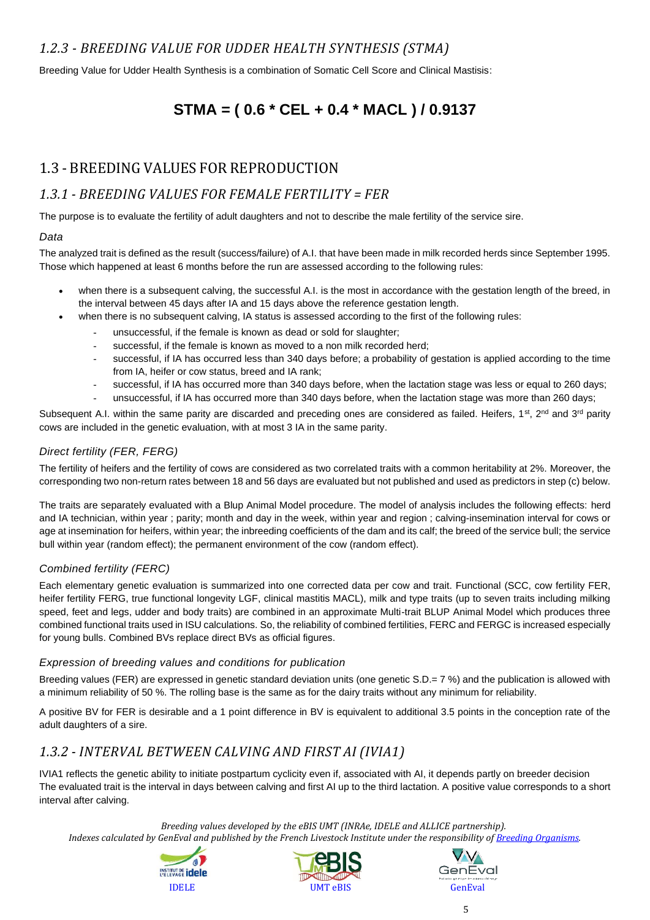### 1.2.3 - *BREEDING VALUE FOR UDDER HEALTH SYNTHESIS (STMA)*

Breeding Value for Udder Health Synthesis is a combination of Somatic Cell Score and Clinical Mastisis:

$$\mathbf{STMA = ( 0.6 * CEL + 0.4 * MACL ) / 0.9137}$$

## 1.3 - BREEDING VALUES FOR REPRODUCTION

### 1.3.1 - *BREEDING VALUES FOR FEMALE FERTILITY = FER*

The purpose is to evaluate the fertility of adult daughters and not to describe the male fertility of the service sire.

*Data*

The analyzed trait is defined as the result (success/failure) of A.I. that have been made in milk recorded herds since September 1995. Those which happened at least 6 months before the run are assessed according to the following rules:

- when there is a subsequent calving, the successful A.I. is the most in accordance with the gestation length of the breed, in the interval between 45 days after IA and 15 days above the reference gestation length.
- when there is no subsequent calving, IA status is assessed according to the first of the following rules:
  - unsuccessful, if the female is known as dead or sold for slaughter;
  - successful, if the female is known as moved to a non milk recorded herd;
  - successful, if IA has occurred less than 340 days before; a probability of gestation is applied according to the time from IA, heifer or cow status, breed and IA rank;
  - successful, if IA has occurred more than 340 days before, when the lactation stage was less or equal to 260 days;
  - unsuccessful, if IA has occurred more than 340 days before, when the lactation stage was more than 260 days;

Subsequent A.I. within the same parity are discarded and preceding ones are considered as failed. Heifers, 1st, 2nd and 3rd parity cows are included in the genetic evaluation, with at most 3 IA in the same parity.

*Direct fertility (FER, FERG)*

The fertility of heifers and the fertility of cows are considered as two correlated traits with a common heritability at 2%. Moreover, the corresponding two non-return rates between 18 and 56 days are evaluated but not published and used as predictors in step (c) below.

The traits are separately evaluated with a Blup Animal Model procedure. The model of analysis includes the following effects: herd and IA technician, within year ; parity; month and day in the week, within year and region ; calving-insemination interval for cows or age at insemination for heifers, within year; the inbreeding coefficients of the dam and its calf; the breed of the service bull; the service bull within year (random effect); the permanent environment of the cow (random effect).

*Combined fertility (FERC)*

Each elementary genetic evaluation is summarized into one corrected data per cow and trait. Functional (SCC, cow fertility FER, heifer fertility FERG, true functional longevity LGF, clinical mastitis MACL), milk and type traits (up to seven traits including milking speed, feet and legs, udder and body traits) are combined in an approximate Multi-trait BLUP Animal Model which produces three combined functional traits used in ISU calculations. So, the reliability of combined fertilities, FERC and FERGC is increased especially for young bulls. Combined BVs replace direct BVs as official figures.

*Expression of breeding values and conditions for publication*

Breeding values (FER) are expressed in genetic standard deviation units (one genetic S.D.= 7 %) and the publication is allowed with a minimum reliability of 50 %. The rolling base is the same as for the dairy traits without any minimum for reliability.

A positive BV for FER is desirable and a 1 point difference in BV is equivalent to additional 3.5 points in the conception rate of the adult daughters of a sire.

### 1.3.2 - *INTERVAL BETWEEN CALVING AND FIRST AI (IVIA1)*

IVIA1 reflects the genetic ability to initiate postpartum cyclicity even if, associated with AI, it depends partly on breeder decision
The evaluated trait is the interval in days between calving and first AI up to the third lactation. A positive value corresponds to a short interval after calving.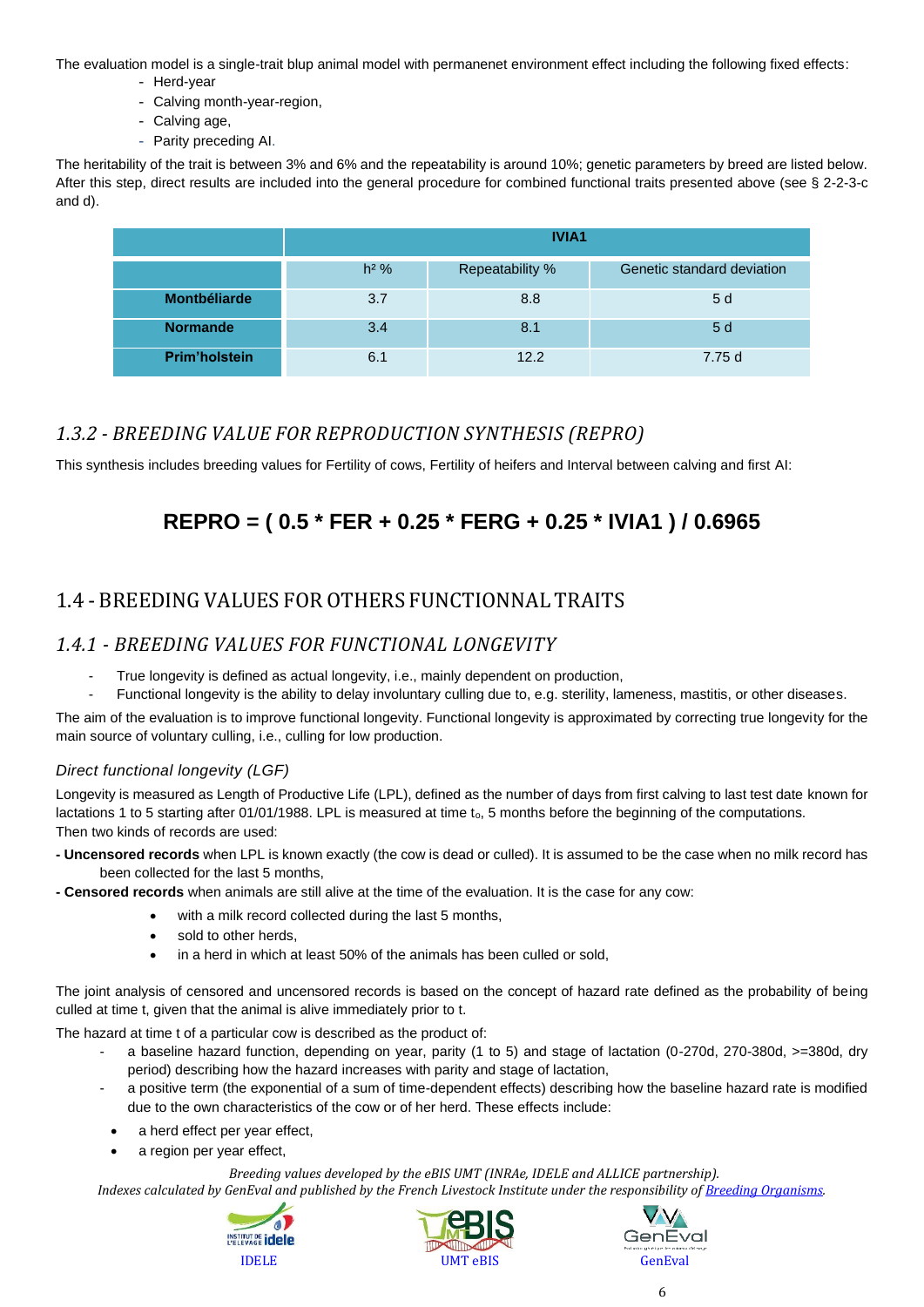The evaluation model is a single-trait blup animal model with permanenet environment effect including the following fixed effects:

- Herd-year
- Calving month-year-region,
- Calving age,
- Parity preceding AI.

The heritability of the trait is between 3% and 6% and the repeatability is around 10%; genetic parameters by breed are listed below. After this step, direct results are included into the general procedure for combined functional traits presented above (see § 2-2-3-c and d).

| | IVIA1 | | |
|---|---|---|---|
| | $h^2$ % | Repeatability % | Genetic standard deviation |
| **Montbéliarde** | 3.7 | 8.8 | 5 d |
| **Normande** | 3.4 | 8.1 | 5 d |
| **Prim'holstein** | 6.1 | 12.2 | 7.75 d |

### *1.3.2 - BREEDING VALUE FOR REPRODUCTION SYNTHESIS (REPRO)*

This synthesis includes breeding values for Fertility of cows, Fertility of heifers and Interval between calving and first AI:

**REPRO = ( 0.5 * FER + 0.25 * FERG + 0.25 * IVIA1 ) / 0.6965**

## 1.4 - BREEDING VALUES FOR OTHERS FUNCTIONNAL TRAITS

### *1.4.1 - BREEDING VALUES FOR FUNCTIONAL LONGEVITY*

- True longevity is defined as actual longevity, i.e., mainly dependent on production,
- Functional longevity is the ability to delay involuntary culling due to, e.g. sterility, lameness, mastitis, or other diseases.

The aim of the evaluation is to improve functional longevity. Functional longevity is approximated by correcting true longevity for the main source of voluntary culling, i.e., culling for low production.

*Direct functional longevity (LGF)*

Longevity is measured as Length of Productive Life (LPL), defined as the number of days from first calving to last test date known for lactations 1 to 5 starting after 01/01/1988. LPL is measured at time $t_0$, 5 months before the beginning of the computations.
Then two kinds of records are used:

**- Uncensored records** when LPL is known exactly (the cow is dead or culled). It is assumed to be the case when no milk record has been collected for the last 5 months,

**- Censored records** when animals are still alive at the time of the evaluation. It is the case for any cow:

- with a milk record collected during the last 5 months,
- sold to other herds,
- in a herd in which at least 50% of the animals has been culled or sold,

The joint analysis of censored and uncensored records is based on the concept of hazard rate defined as the probability of being culled at time t, given that the animal is alive immediately prior to t.

The hazard at time t of a particular cow is described as the product of:

- a baseline hazard function, depending on year, parity (1 to 5) and stage of lactation (0-270d, 270-380d, >=380d, dry period) describing how the hazard increases with parity and stage of lactation,
- a positive term (the exponential of a sum of time-dependent effects) describing how the baseline hazard rate is modified due to the own characteristics of the cow or of her herd. These effects include:

  - a herd effect per year effect,
  - a region per year effect,

*Breeding values developed by the eBIS UMT (INRAe, IDELE and ALLICE partnership).*
*Indexes calculated by GenEval and published by the French Livestock Institute under the responsibility of Breeding Organisms.*

IDELE UMT eBIS GenEval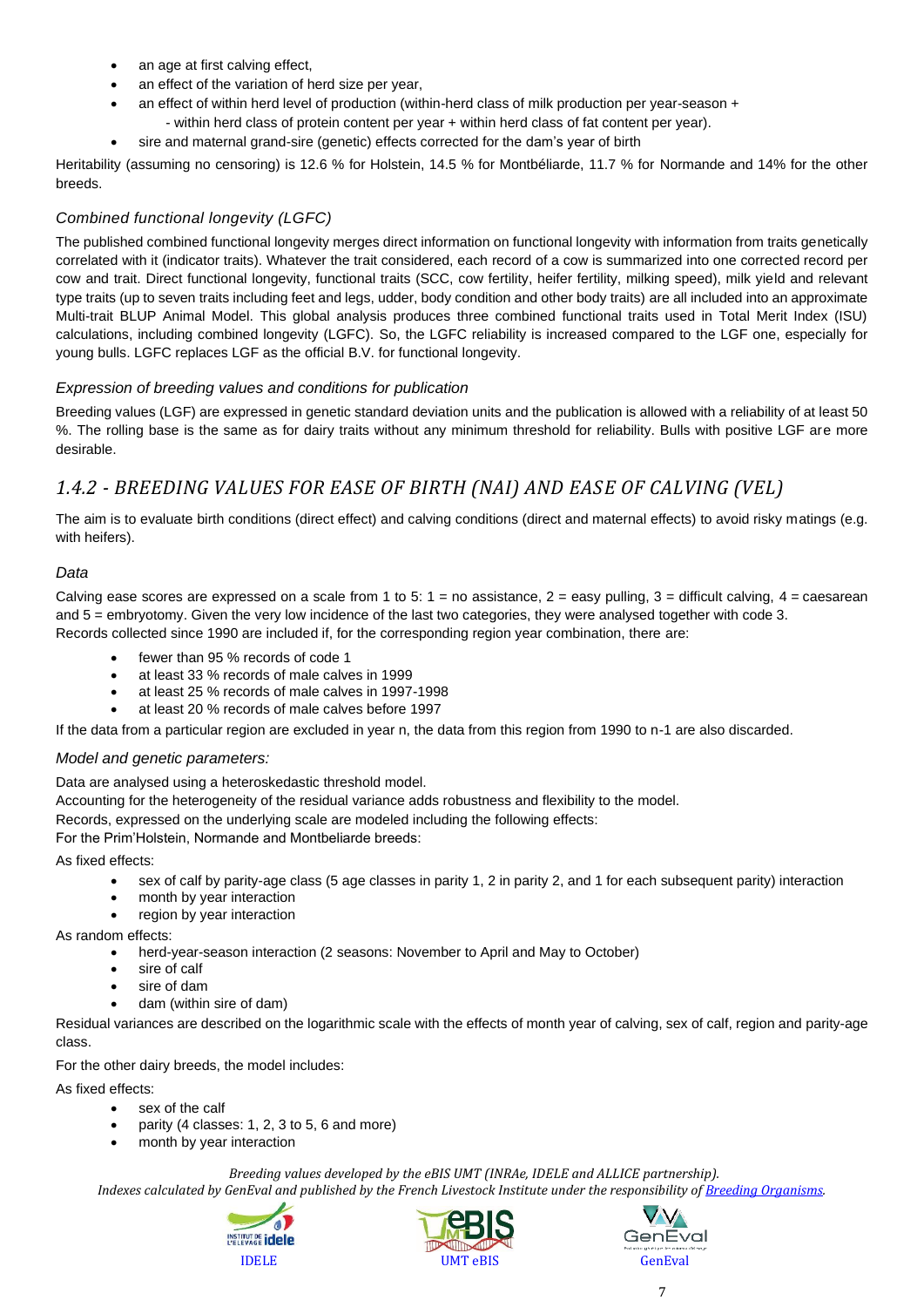- an age at first calving effect,
- an effect of the variation of herd size per year,
- an effect of within herd level of production (within-herd class of milk production per year-season + - within herd class of protein content per year + within herd class of fat content per year).
- sire and maternal grand-sire (genetic) effects corrected for the dam's year of birth

Heritability (assuming no censoring) is 12.6 % for Holstein, 14.5 % for Montbéliarde, 11.7 % for Normande and 14% for the other breeds.

### *Combined functional longevity (LGFC)*

The published combined functional longevity merges direct information on functional longevity with information from traits genetically correlated with it (indicator traits). Whatever the trait considered, each record of a cow is summarized into one corrected record per cow and trait. Direct functional longevity, functional traits (SCC, cow fertility, heifer fertility, milking speed), milk yield and relevant type traits (up to seven traits including feet and legs, udder, body condition and other body traits) are all included into an approximate Multi-trait BLUP Animal Model. This global analysis produces three combined functional traits used in Total Merit Index (ISU) calculations, including combined longevity (LGFC). So, the LGFC reliability is increased compared to the LGF one, especially for young bulls. LGFC replaces LGF as the official B.V. for functional longevity.

### *Expression of breeding values and conditions for publication*

Breeding values (LGF) are expressed in genetic standard deviation units and the publication is allowed with a reliability of at least 50 %. The rolling base is the same as for dairy traits without any minimum threshold for reliability. Bulls with positive LGF are more desirable.

## *1.4.2 - BREEDING VALUES FOR EASE OF BIRTH (NAI) AND EASE OF CALVING (VEL)*

The aim is to evaluate birth conditions (direct effect) and calving conditions (direct and maternal effects) to avoid risky matings (e.g. with heifers).

### *Data*

Calving ease scores are expressed on a scale from 1 to 5: 1 = no assistance, 2 = easy pulling, 3 = difficult calving, 4 = caesarean and 5 = embryotomy. Given the very low incidence of the last two categories, they were analysed together with code 3.
Records collected since 1990 are included if, for the corresponding region year combination, there are:

- fewer than 95 % records of code 1
- at least 33 % records of male calves in 1999
- at least 25 % records of male calves in 1997-1998
- at least 20 % records of male calves before 1997

If the data from a particular region are excluded in year n, the data from this region from 1990 to n-1 are also discarded.

### *Model and genetic parameters:*

Data are analysed using a heteroskedastic threshold model.
Accounting for the heterogeneity of the residual variance adds robustness and flexibility to the model.
Records, expressed on the underlying scale are modeled including the following effects:
For the Prim'Holstein, Normande and Montbeliarde breeds:

As fixed effects:

- sex of calf by parity-age class (5 age classes in parity 1, 2 in parity 2, and 1 for each subsequent parity) interaction
- month by year interaction
- region by year interaction

As random effects:

- herd-year-season interaction (2 seasons: November to April and May to October)
- sire of calf
- sire of dam
- dam (within sire of dam)

Residual variances are described on the logarithmic scale with the effects of month year of calving, sex of calf, region and parity-age class.

For the other dairy breeds, the model includes:

As fixed effects:

- sex of the calf
- parity (4 classes: 1, 2, 3 to 5, 6 and more)
- month by year interaction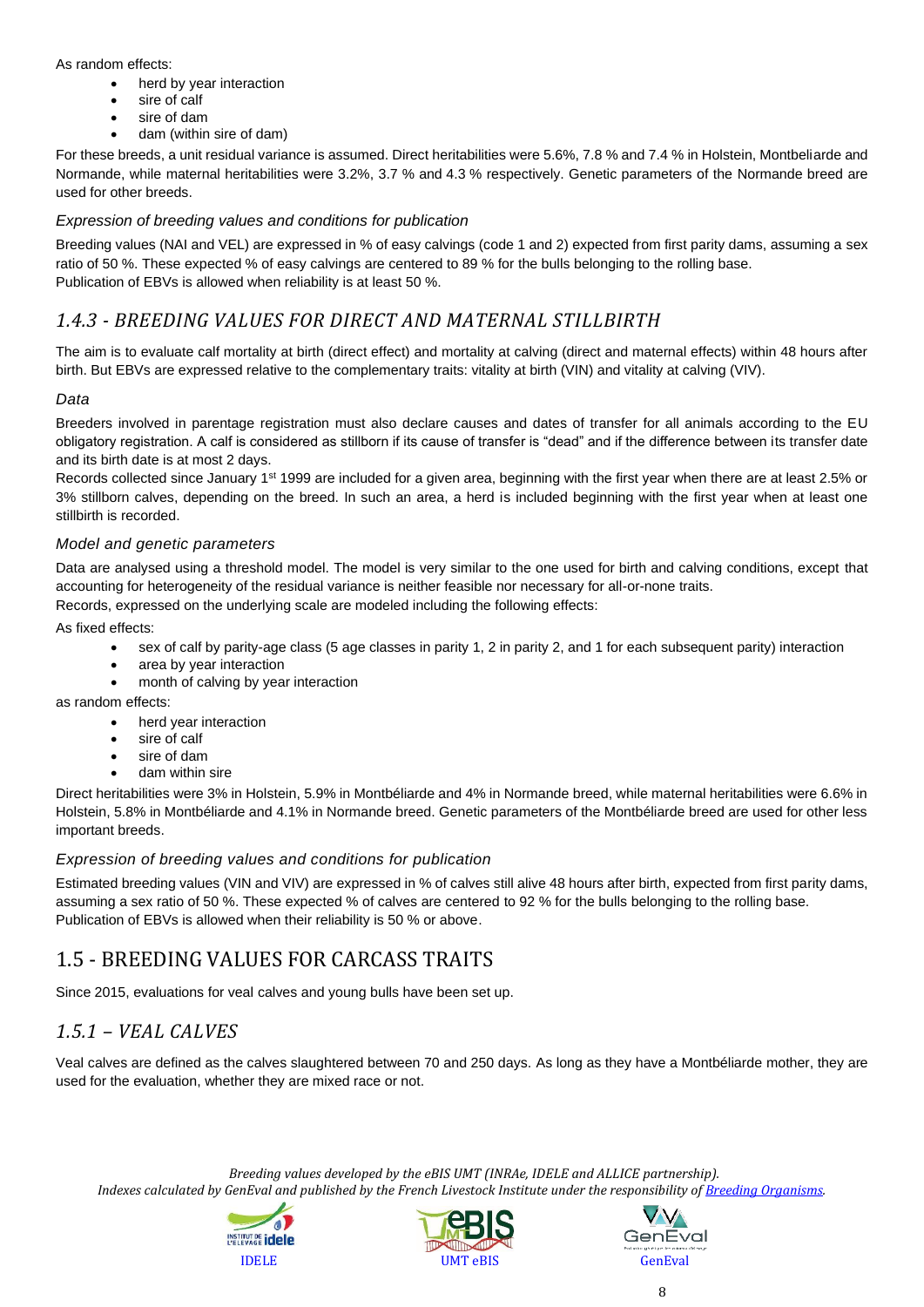As random effects:

- herd by year interaction
- sire of calf
- sire of dam
- dam (within sire of dam)

For these breeds, a unit residual variance is assumed. Direct heritabilities were 5.6%, 7.8 % and 7.4 % in Holstein, Montbeliarde and Normande, while maternal heritabilities were 3.2%, 3.7 % and 4.3 % respectively. Genetic parameters of the Normande breed are used for other breeds.

#### *Expression of breeding values and conditions for publication*

Breeding values (NAI and VEL) are expressed in % of easy calvings (code 1 and 2) expected from first parity dams, assuming a sex ratio of 50 %. These expected % of easy calvings are centered to 89 % for the bulls belonging to the rolling base.
Publication of EBVs is allowed when reliability is at least 50 %.

### *1.4.3 - BREEDING VALUES FOR DIRECT AND MATERNAL STILLBIRTH*

The aim is to evaluate calf mortality at birth (direct effect) and mortality at calving (direct and maternal effects) within 48 hours after birth. But EBVs are expressed relative to the complementary traits: vitality at birth (VIN) and vitality at calving (VIV).

#### *Data*

Breeders involved in parentage registration must also declare causes and dates of transfer for all animals according to the EU obligatory registration. A calf is considered as stillborn if its cause of transfer is "dead" and if the difference between its transfer date and its birth date is at most 2 days.
Records collected since January 1st 1999 are included for a given area, beginning with the first year when there are at least 2.5% or 3% stillborn calves, depending on the breed. In such an area, a herd is included beginning with the first year when at least one stillbirth is recorded.

#### *Model and genetic parameters*

Data are analysed using a threshold model. The model is very similar to the one used for birth and calving conditions, except that accounting for heterogeneity of the residual variance is neither feasible nor necessary for all-or-none traits.
Records, expressed on the underlying scale are modeled including the following effects:

As fixed effects:

- sex of calf by parity-age class (5 age classes in parity 1, 2 in parity 2, and 1 for each subsequent parity) interaction
- area by year interaction
- month of calving by year interaction

as random effects:

- herd year interaction
- sire of calf
- sire of dam
- dam within sire

Direct heritabilities were 3% in Holstein, 5.9% in Montbéliarde and 4% in Normande breed, while maternal heritabilities were 6.6% in Holstein, 5.8% in Montbéliarde and 4.1% in Normande breed. Genetic parameters of the Montbéliarde breed are used for other less important breeds.

#### *Expression of breeding values and conditions for publication*

Estimated breeding values (VIN and VIV) are expressed in % of calves still alive 48 hours after birth, expected from first parity dams, assuming a sex ratio of 50 %. These expected % of calves are centered to 92 % for the bulls belonging to the rolling base.
Publication of EBVs is allowed when their reliability is 50 % or above.

## 1.5 - BREEDING VALUES FOR CARCASS TRAITS

Since 2015, evaluations for veal calves and young bulls have been set up.

### *1.5.1 – VEAL CALVES*

Veal calves are defined as the calves slaughtered between 70 and 250 days. As long as they have a Montbéliarde mother, they are used for the evaluation, whether they are mixed race or not.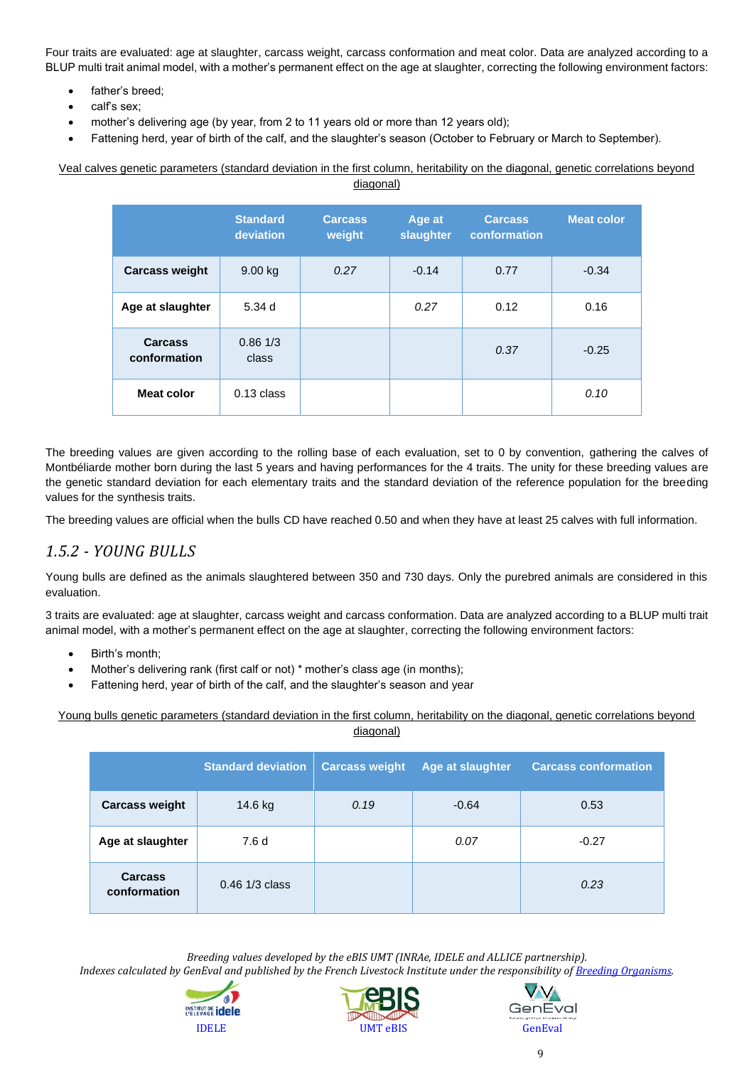Four traits are evaluated: age at slaughter, carcass weight, carcass conformation and meat color. Data are analyzed according to a BLUP multi trait animal model, with a mother's permanent effect on the age at slaughter, correcting the following environment factors:

- father's breed;
- calf's sex;
- mother's delivering age (by year, from 2 to 11 years old or more than 12 years old);
- Fattening herd, year of birth of the calf, and the slaughter's season (October to February or March to September).

Veal calves genetic parameters (standard deviation in the first column, heritability on the diagonal, genetic correlations beyond diagonal)

| | Standard deviation | Carcass weight | Age at slaughter | Carcass conformation | Meat color |
|---|---|---|---|---|---|
| **Carcass weight** | 9.00 kg | *0.27* | -0.14 | 0.77 | -0.34 |
| **Age at slaughter** | 5.34 d | | *0.27* | 0.12 | 0.16 |
| **Carcass conformation** | 0.86 1/3 class | | | *0.37* | -0.25 |
| **Meat color** | 0.13 class | | | | *0.10* |

The breeding values are given according to the rolling base of each evaluation, set to 0 by convention, gathering the calves of Montbéliarde mother born during the last 5 years and having performances for the 4 traits. The unity for these breeding values are the genetic standard deviation for each elementary traits and the standard deviation of the reference population for the breeding values for the synthesis traits.

The breeding values are official when the bulls CD have reached 0.50 and when they have at least 25 calves with full information.

### 1.5.2 - YOUNG BULLS

Young bulls are defined as the animals slaughtered between 350 and 730 days. Only the purebred animals are considered in this evaluation.

3 traits are evaluated: age at slaughter, carcass weight and carcass conformation. Data are analyzed according to a BLUP multi trait animal model, with a mother's permanent effect on the age at slaughter, correcting the following environment factors:

- Birth's month;
- Mother's delivering rank (first calf or not) * mother's class age (in months);
- Fattening herd, year of birth of the calf, and the slaughter's season and year

Young bulls genetic parameters (standard deviation in the first column, heritability on the diagonal, genetic correlations beyond diagonal)

| | Standard deviation | Carcass weight | Age at slaughter | Carcass conformation |
|---|---|---|---|---|
| **Carcass weight** | 14.6 kg | *0.19* | -0.64 | 0.53 |
| **Age at slaughter** | 7.6 d | | *0.07* | -0.27 |
| **Carcass conformation** | 0.46 1/3 class | | | *0.23* |

*Breeding values developed by the eBIS UMT (INRAe, IDELE and ALLICE partnership).*
*Indexes calculated by GenEval and published by the French Livestock Institute under the responsibility of Breeding Organisms.*

IDELE UMT eBIS GenEval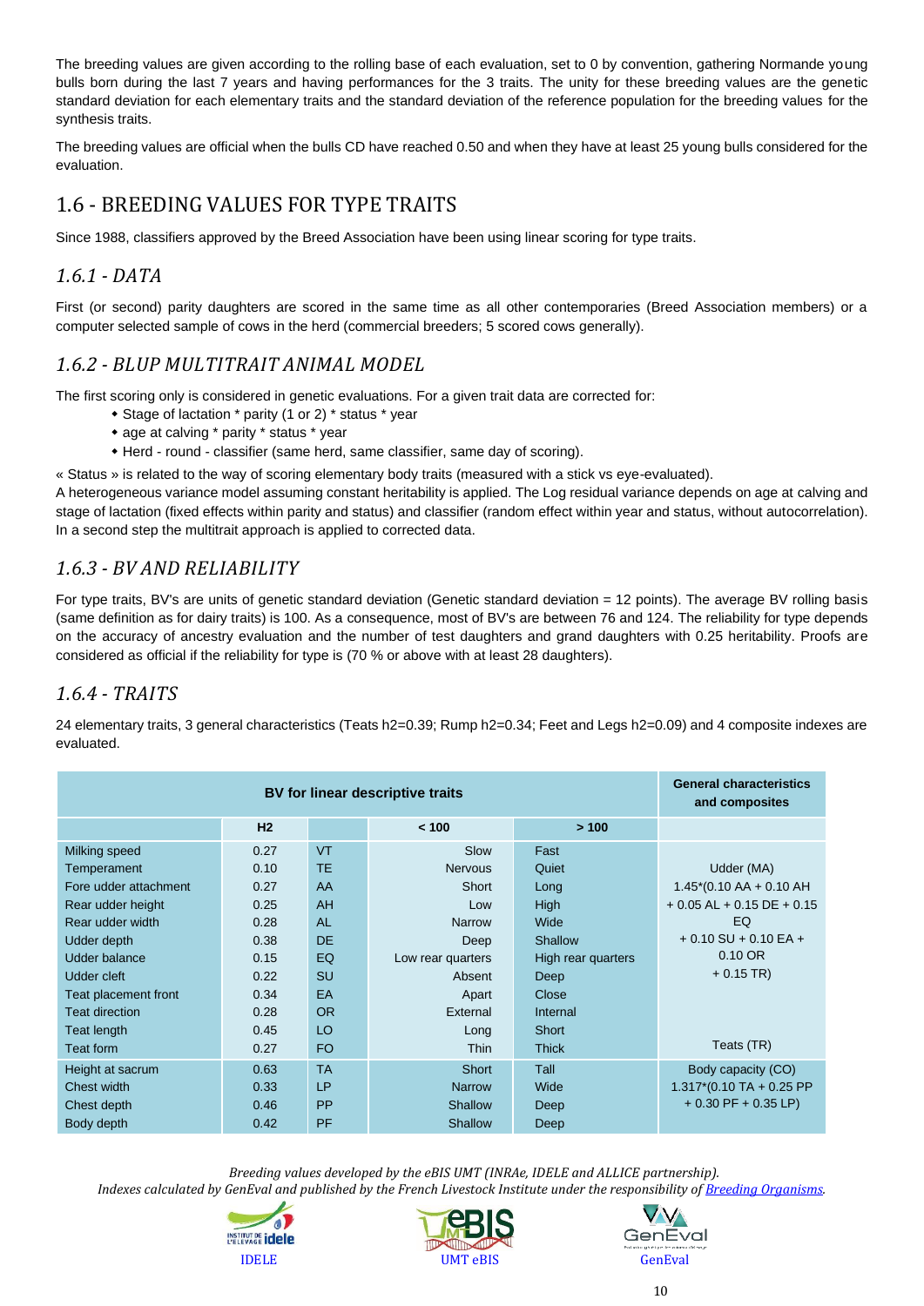The breeding values are given according to the rolling base of each evaluation, set to 0 by convention, gathering Normande young bulls born during the last 7 years and having performances for the 3 traits. The unity for these breeding values are the genetic standard deviation for each elementary traits and the standard deviation of the reference population for the breeding values for the synthesis traits.

The breeding values are official when the bulls CD have reached 0.50 and when they have at least 25 young bulls considered for the evaluation.

## 1.6 - BREEDING VALUES FOR TYPE TRAITS

Since 1988, classifiers approved by the Breed Association have been using linear scoring for type traits.

### *1.6.1 - DATA*

First (or second) parity daughters are scored in the same time as all other contemporaries (Breed Association members) or a computer selected sample of cows in the herd (commercial breeders; 5 scored cows generally).

### *1.6.2 - BLUP MULTITRAIT ANIMAL MODEL*

The first scoring only is considered in genetic evaluations. For a given trait data are corrected for:

- Stage of lactation * parity (1 or 2) * status * year
- age at calving * parity * status * year
- Herd - round - classifier (same herd, same classifier, same day of scoring).

« Status » is related to the way of scoring elementary body traits (measured with a stick vs eye-evaluated).
A heterogeneous variance model assuming constant heritability is applied. The Log residual variance depends on age at calving and stage of lactation (fixed effects within parity and status) and classifier (random effect within year and status, without autocorrelation). In a second step the multitrait approach is applied to corrected data.

### *1.6.3 - BV AND RELIABILITY*

For type traits, BV's are units of genetic standard deviation (Genetic standard deviation = 12 points). The average BV rolling basis (same definition as for dairy traits) is 100. As a consequence, most of BV's are between 76 and 124. The reliability for type depends on the accuracy of ancestry evaluation and the number of test daughters and grand daughters with 0.25 heritability. Proofs are considered as official if the reliability for type is (70 % or above with at least 28 daughters).

### *1.6.4 - TRAITS*

24 elementary traits, 3 general characteristics (Teats h2=0.39; Rump h2=0.34; Feet and Legs h2=0.09) and 4 composite indexes are evaluated.

| BV for linear descriptive traits | | | | | General characteristics and composites |
|---|---|---|---|---|---|
| | H2 | | < 100 | > 100 | |
| Milking speed | 0.27 | VT | Slow | Fast | |
| Temperament | 0.10 | TE | Nervous | Quiet | Udder (MA) |
| Fore udder attachment | 0.27 | AA | Short | Long | 1.45*(0.10 AA + 0.10 AH |
| Rear udder height | 0.25 | AH | Low | High | + 0.05 AL + 0.15 DE + 0.15 |
| Rear udder width | 0.28 | AL | Narrow | Wide | EQ |
| Udder depth | 0.38 | DE | Deep | Shallow | + 0.10 SU + 0.10 EA + |
| Udder balance | 0.15 | EQ | Low rear quarters | High rear quarters | 0.10 OR |
| Udder cleft | 0.22 | SU | Absent | Deep | + 0.15 TR) |
| Teat placement front | 0.34 | EA | Apart | Close | |
| Teat direction | 0.28 | OR | External | Internal | |
| Teat length | 0.45 | LO | Long | Short | |
| Teat form | 0.27 | FO | Thin | Thick | Teats (TR) |
| Height at sacrum | 0.63 | TA | Short | Tall | Body capacity (CO) |
| Chest width | 0.33 | LP | Narrow | Wide | 1.317*(0.10 TA + 0.25 PP |
| Chest depth | 0.46 | PP | Shallow | Deep | + 0.30 PF + 0.35 LP) |
| Body depth | 0.42 | PF | Shallow | Deep | |

*Breeding values developed by the eBIS UMT (INRAe, IDELE and ALLICE partnership).*
*Indexes calculated by GenEval and published by the French Livestock Institute under the responsibility of Breeding Organisms.*

IDELE UMT eBIS GenEval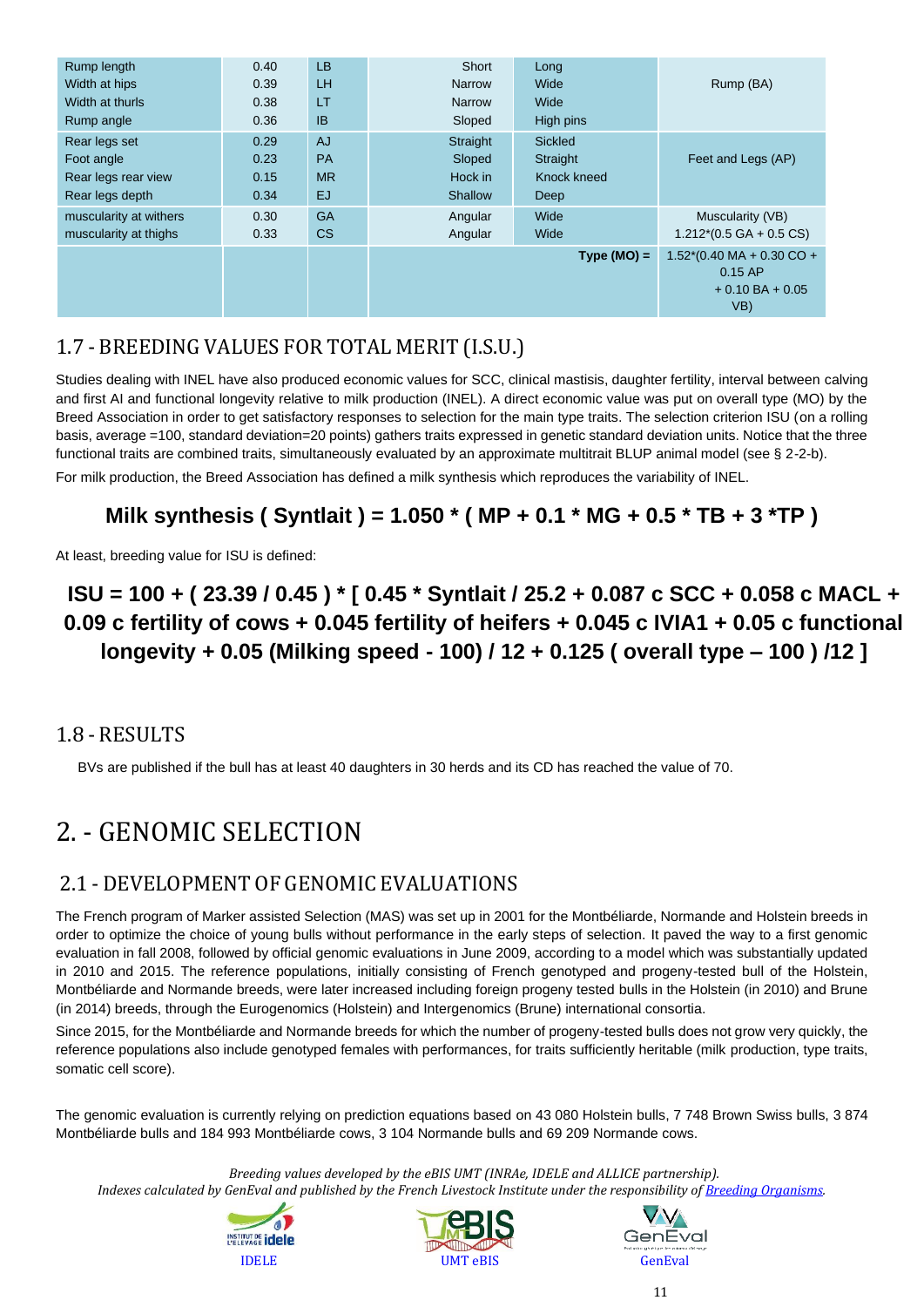| | | | | | |
|---|---|---|---|---|---|
| Rump length | 0.40 | LB | Short | Long | Rump (BA) |
| Width at hips | 0.39 | LH | Narrow | Wide | |
| Width at thurls | 0.38 | LT | Narrow | Wide | |
| Rump angle | 0.36 | IB | Sloped | High pins | |
| Rear legs set | 0.29 | AJ | Straight | Sickled | Feet and Legs (AP) |
| Foot angle | 0.23 | PA | Sloped | Straight | |
| Rear legs rear view | 0.15 | MR | Hock in | Knock kneed | |
| Rear legs depth | 0.34 | EJ | Shallow | Deep | |
| muscularity at withers | 0.30 | GA | Angular | Wide | Muscularity (VB) |
| muscularity at thighs | 0.33 | CS | Angular | Wide | 1.212*(0.5 GA + 0.5 CS) |
| | | | | **Type (MO) =** | 1.52*(0.40 MA + 0.30 CO + 0.15 AP + 0.10 BA + 0.05 VB) |

## 1.7 - BREEDING VALUES FOR TOTAL MERIT (I.S.U.)

Studies dealing with INEL have also produced economic values for SCC, clinical mastisis, daughter fertility, interval between calving and first AI and functional longevity relative to milk production (INEL). A direct economic value was put on overall type (MO) by the Breed Association in order to get satisfactory responses to selection for the main type traits. The selection criterion ISU (on a rolling basis, average =100, standard deviation=20 points) gathers traits expressed in genetic standard deviation units. Notice that the three functional traits are combined traits, simultaneously evaluated by an approximate multitrait BLUP animal model (see § 2-2-b).

For milk production, the Breed Association has defined a milk synthesis which reproduces the variability of INEL.

**Milk synthesis ( Syntlait ) = 1.050 * ( MP + 0.1 * MG + 0.5 * TB + 3 *TP )**

At least, breeding value for ISU is defined:

**ISU = 100 + ( 23.39 / 0.45 ) * [ 0.45 * Syntlait / 25.2 + 0.087 c SCC + 0.058 c MACL + 0.09 c fertility of cows + 0.045 fertility of heifers + 0.045 c IVIA1 + 0.05 c functional longevity + 0.05 (Milking speed - 100) / 12 + 0.125 ( overall type – 100 ) /12 ]**

## 1.8 - RESULTS

BVs are published if the bull has at least 40 daughters in 30 herds and its CD has reached the value of 70.

# 2. - GENOMIC SELECTION

## 2.1 - DEVELOPMENT OF GENOMIC EVALUATIONS

The French program of Marker assisted Selection (MAS) was set up in 2001 for the Montbéliarde, Normande and Holstein breeds in order to optimize the choice of young bulls without performance in the early steps of selection. It paved the way to a first genomic evaluation in fall 2008, followed by official genomic evaluations in June 2009, according to a model which was substantially updated in 2010 and 2015. The reference populations, initially consisting of French genotyped and progeny-tested bull of the Holstein, Montbéliarde and Normande breeds, were later increased including foreign progeny tested bulls in the Holstein (in 2010) and Brune (in 2014) breeds, through the Eurogenomics (Holstein) and Intergenomics (Brune) international consortia.

Since 2015, for the Montbéliarde and Normande breeds for which the number of progeny-tested bulls does not grow very quickly, the reference populations also include genotyped females with performances, for traits sufficiently heritable (milk production, type traits, somatic cell score).

The genomic evaluation is currently relying on prediction equations based on 43 080 Holstein bulls, 7 748 Brown Swiss bulls, 3 874 Montbéliarde bulls and 184 993 Montbéliarde cows, 3 104 Normande bulls and 69 209 Normande cows.

*Breeding values developed by the eBIS UMT (INRAe, IDELE and ALLICE partnership).*
*Indexes calculated by GenEval and published by the French Livestock Institute under the responsibility of Breeding Organisms.*

IDELE UMT eBIS GenEval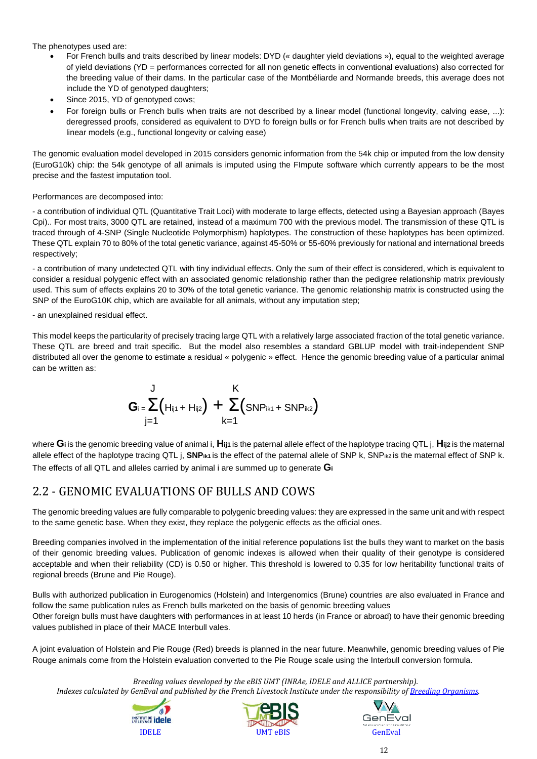The phenotypes used are:

- For French bulls and traits described by linear models: DYD (« daughter yield deviations »), equal to the weighted average of yield deviations (YD = performances corrected for all non genetic effects in conventional evaluations) also corrected for the breeding value of their dams. In the particular case of the Montbéliarde and Normande breeds, this average does not include the YD of genotyped daughters;
- Since 2015, YD of genotyped cows;
- For foreign bulls or French bulls when traits are not described by a linear model (functional longevity, calving ease, ...): deregressed proofs, considered as equivalent to DYD fo foreign bulls or for French bulls when traits are not described by linear models (e.g., functional longevity or calving ease)

The genomic evaluation model developed in 2015 considers genomic information from the 54k chip or imputed from the low density (EuroG10k) chip: the 54k genotype of all animals is imputed using the FImpute software which currently appears to be the most precise and the fastest imputation tool.

Performances are decomposed into:

- a contribution of individual QTL (Quantitative Trait Loci) with moderate to large effects, detected using a Bayesian approach (Bayes Cpi).. For most traits, 3000 QTL are retained, instead of a maximum 700 with the previous model. The transmission of these QTL is traced through of 4-SNP (Single Nucleotide Polymorphism) haplotypes. The construction of these haplotypes has been optimized. These QTL explain 70 to 80% of the total genetic variance, against 45-50% or 55-60% previously for national and international breeds respectively;

- a contribution of many undetected QTL with tiny individual effects. Only the sum of their effect is considered, which is equivalent to consider a residual polygenic effect with an associated genomic relationship rather than the pedigree relationship matrix previously used. This sum of effects explains 20 to 30% of the total genetic variance. The genomic relationship matrix is constructed using the SNP of the EuroG10K chip, which are available for all animals, without any imputation step;

- an unexplained residual effect.

This model keeps the particularity of precisely tracing large QTL with a relatively large associated fraction of the total genetic variance. These QTL are breed and trait specific. But the model also resembles a standard GBLUP model with trait-independent SNP distributed all over the genome to estimate a residual « polygenic » effect. Hence the genomic breeding value of a particular animal can be written as:

$$\mathbf{G}_i = \sum_{j=1}^{J}\left(H_{ij1} + H_{ij2}\right) + \sum_{k=1}^{K}\left(SNP_{ik1} + SNP_{ik2}\right)$$

where $\mathbf{G}_i$ is the genomic breeding value of animal i, $\mathbf{H}_{ij1}$ is the paternal allele effect of the haplotype tracing QTL j, $\mathbf{H}_{ij2}$ is the maternal allele effect of the haplotype tracing QTL j, $\mathbf{SNP}_{ik1}$ is the effect of the paternal allele of SNP k, $SNP_{ik2}$ is the maternal effect of SNP k. The effects of all QTL and alleles carried by animal i are summed up to generate $\mathbf{G}_i$

## 2.2 - GENOMIC EVALUATIONS OF BULLS AND COWS

The genomic breeding values are fully comparable to polygenic breeding values: they are expressed in the same unit and with respect to the same genetic base. When they exist, they replace the polygenic effects as the official ones.

Breeding companies involved in the implementation of the initial reference populations list the bulls they want to market on the basis of their genomic breeding values. Publication of genomic indexes is allowed when their quality of their genotype is considered acceptable and when their reliability (CD) is 0.50 or higher. This threshold is lowered to 0.35 for low heritability functional traits of regional breeds (Brune and Pie Rouge).

Bulls with authorized publication in Eurogenomics (Holstein) and Intergenomics (Brune) countries are also evaluated in France and follow the same publication rules as French bulls marketed on the basis of genomic breeding values
Other foreign bulls must have daughters with performances in at least 10 herds (in France or abroad) to have their genomic breeding values published in place of their MACE Interbull vales.

A joint evaluation of Holstein and Pie Rouge (Red) breeds is planned in the near future. Meanwhile, genomic breeding values of Pie Rouge animals come from the Holstein evaluation converted to the Pie Rouge scale using the Interbull conversion formula.

*Breeding values developed by the eBIS UMT (INRAe, IDELE and ALLICE partnership).*
*Indexes calculated by GenEval and published by the French Livestock Institute under the responsibility of Breeding Organisms.*

IDELE UMT eBIS GenEval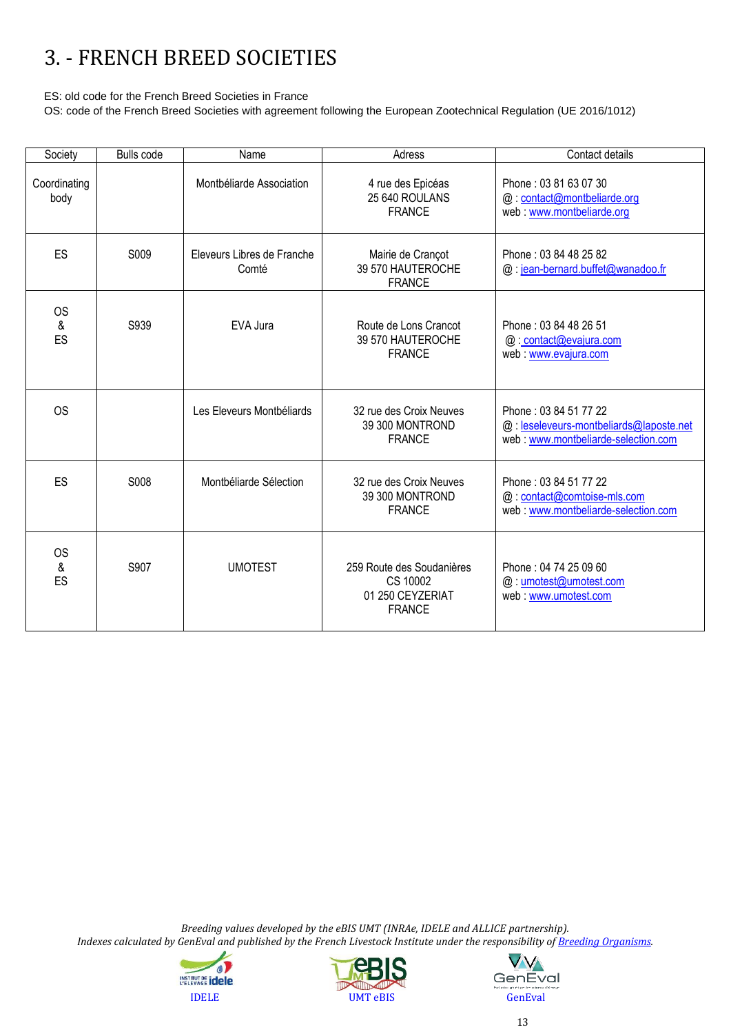# 3. - FRENCH BREED SOCIETIES

ES: old code for the French Breed Societies in France
OS: code of the French Breed Societies with agreement following the European Zootechnical Regulation (UE 2016/1012)

| Society | Bulls code | Name | Adress | Contact details |
|---|---|---|---|---|
| Coordinating body | | Montbéliarde Association | 4 rue des Epicéas<br>25 640 ROULANS<br>FRANCE | Phone : 03 81 63 07 30<br>@ : contact@montbeliarde.org<br>web : www.montbeliarde.org |
| ES | S009 | Eleveurs Libres de Franche Comté | Mairie de Crançot<br>39 570 HAUTEROCHE<br>FRANCE | Phone : 03 84 48 25 82<br>@ : jean-bernard.buffet@wanadoo.fr |
| OS & ES | S939 | EVA Jura | Route de Lons Crancot<br>39 570 HAUTEROCHE<br>FRANCE | Phone : 03 84 48 26 51<br>@ : contact@evajura.com<br>web : www.evajura.com |
| OS | | Les Eleveurs Montbéliards | 32 rue des Croix Neuves<br>39 300 MONTROND<br>FRANCE | Phone : 03 84 51 77 22<br>@ : leseleveurs-montbeliards@laposte.net<br>web : www.montbeliarde-selection.com |
| ES | S008 | Montbéliarde Sélection | 32 rue des Croix Neuves<br>39 300 MONTROND<br>FRANCE | Phone : 03 84 51 77 22<br>@ : contact@comtoise-mls.com<br>web : www.montbeliarde-selection.com |
| OS & ES | S907 | UMOTEST | 259 Route des Soudanières<br>CS 10002<br>01 250 CEYZERIAT<br>FRANCE | Phone : 04 74 25 09 60<br>@ : umotest@umotest.com<br>web : www.umotest.com |

*Breeding values developed by the eBIS UMT (INRAe, IDELE and ALLICE partnership).*
*Indexes calculated by GenEval and published by the French Livestock Institute under the responsibility of Breeding Organisms.*

IDELE UMT eBIS GenEval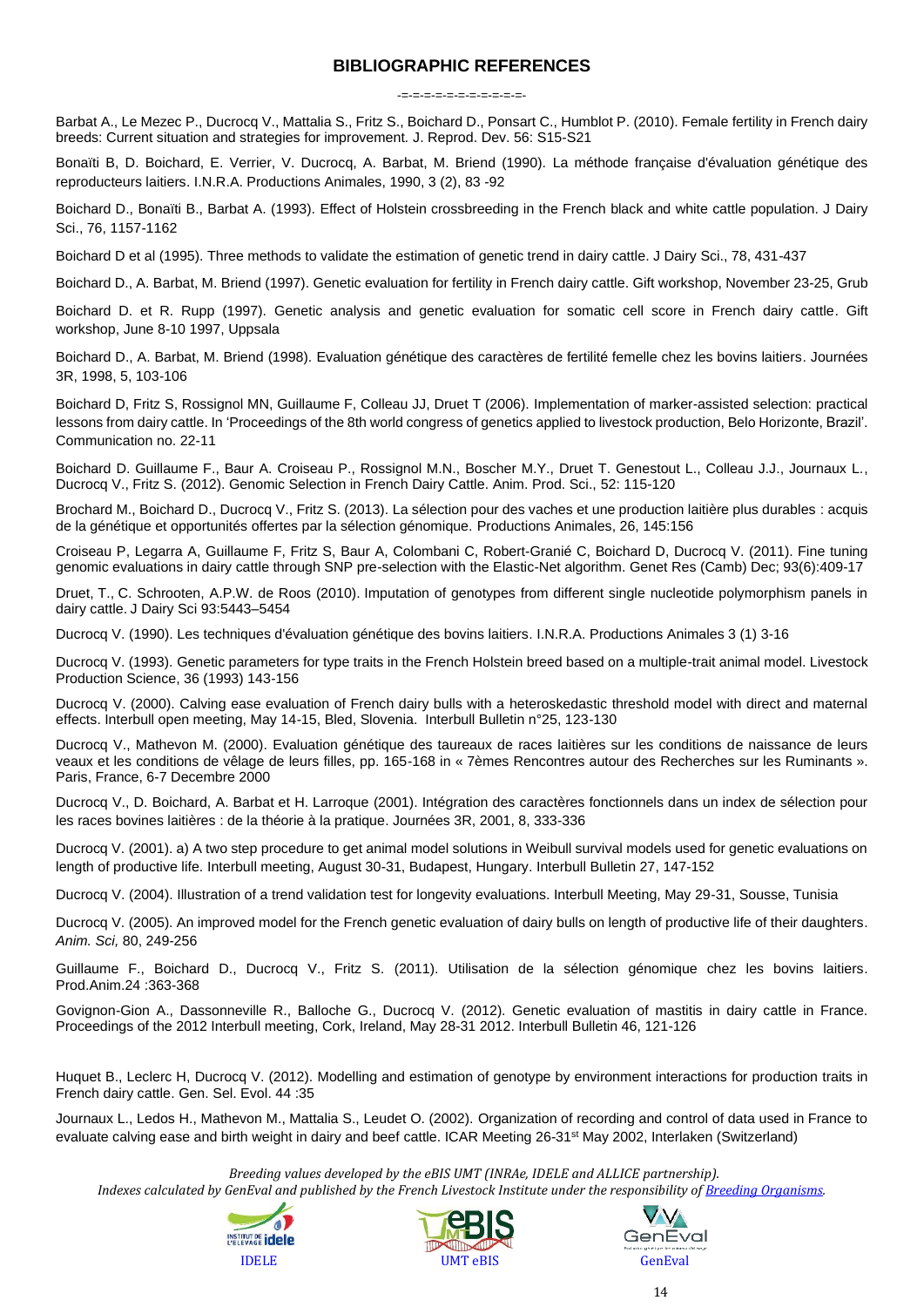## BIBLIOGRAPHIC REFERENCES

-=-=-=-=-=-=-=-=-=-=-=-

Barbat A., Le Mezec P., Ducrocq V., Mattalia S., Fritz S., Boichard D., Ponsart C., Humblot P. (2010). Female fertility in French dairy breeds: Current situation and strategies for improvement. J. Reprod. Dev. 56: S15-S21

Bonaïti B, D. Boichard, E. Verrier, V. Ducrocq, A. Barbat, M. Briend (1990). La méthode française d'évaluation génétique des reproducteurs laitiers. I.N.R.A. Productions Animales, 1990, 3 (2), 83 -92

Boichard D., Bonaïti B., Barbat A. (1993). Effect of Holstein crossbreeding in the French black and white cattle population. J Dairy Sci., 76, 1157-1162

Boichard D et al (1995). Three methods to validate the estimation of genetic trend in dairy cattle. J Dairy Sci., 78, 431-437

Boichard D., A. Barbat, M. Briend (1997). Genetic evaluation for fertility in French dairy cattle. Gift workshop, November 23-25, Grub

Boichard D. et R. Rupp (1997). Genetic analysis and genetic evaluation for somatic cell score in French dairy cattle. Gift workshop, June 8-10 1997, Uppsala

Boichard D., A. Barbat, M. Briend (1998). Evaluation génétique des caractères de fertilité femelle chez les bovins laitiers. Journées 3R, 1998, 5, 103-106

Boichard D, Fritz S, Rossignol MN, Guillaume F, Colleau JJ, Druet T (2006). Implementation of marker-assisted selection: practical lessons from dairy cattle. In 'Proceedings of the 8th world congress of genetics applied to livestock production, Belo Horizonte, Brazil'. Communication no. 22-11

Boichard D. Guillaume F., Baur A. Croiseau P., Rossignol M.N., Boscher M.Y., Druet T. Genestout L., Colleau J.J., Journaux L., Ducrocq V., Fritz S. (2012). Genomic Selection in French Dairy Cattle. Anim. Prod. Sci., 52: 115-120

Brochard M., Boichard D., Ducrocq V., Fritz S. (2013). La sélection pour des vaches et une production laitière plus durables : acquis de la génétique et opportunités offertes par la sélection génomique. Productions Animales, 26, 145:156

Croiseau P, Legarra A, Guillaume F, Fritz S, Baur A, Colombani C, Robert-Granié C, Boichard D, Ducrocq V. (2011). Fine tuning genomic evaluations in dairy cattle through SNP pre-selection with the Elastic-Net algorithm. Genet Res (Camb) Dec; 93(6):409-17

Druet, T., C. Schrooten, A.P.W. de Roos (2010). Imputation of genotypes from different single nucleotide polymorphism panels in dairy cattle. J Dairy Sci 93:5443–5454

Ducrocq V. (1990). Les techniques d'évaluation génétique des bovins laitiers. I.N.R.A. Productions Animales 3 (1) 3-16

Ducrocq V. (1993). Genetic parameters for type traits in the French Holstein breed based on a multiple-trait animal model. Livestock Production Science, 36 (1993) 143-156

Ducrocq V. (2000). Calving ease evaluation of French dairy bulls with a heteroskedastic threshold model with direct and maternal effects. Interbull open meeting, May 14-15, Bled, Slovenia. Interbull Bulletin n°25, 123-130

Ducrocq V., Mathevon M. (2000). Evaluation génétique des taureaux de races laitières sur les conditions de naissance de leurs veaux et les conditions de vêlage de leurs filles, pp. 165-168 in « 7èmes Rencontres autour des Recherches sur les Ruminants ». Paris, France, 6-7 Decembre 2000

Ducrocq V., D. Boichard, A. Barbat et H. Larroque (2001). Intégration des caractères fonctionnels dans un index de sélection pour les races bovines laitières : de la théorie à la pratique. Journées 3R, 2001, 8, 333-336

Ducrocq V. (2001). a) A two step procedure to get animal model solutions in Weibull survival models used for genetic evaluations on length of productive life. Interbull meeting, August 30-31, Budapest, Hungary. Interbull Bulletin 27, 147-152

Ducrocq V. (2004). Illustration of a trend validation test for longevity evaluations. Interbull Meeting, May 29-31, Sousse, Tunisia

Ducrocq V. (2005). An improved model for the French genetic evaluation of dairy bulls on length of productive life of their daughters. *Anim. Sci,* 80, 249-256

Guillaume F., Boichard D., Ducrocq V., Fritz S. (2011). Utilisation de la sélection génomique chez les bovins laitiers. Prod.Anim.24 :363-368

Govignon-Gion A., Dassonneville R., Balloche G., Ducrocq V. (2012). Genetic evaluation of mastitis in dairy cattle in France. Proceedings of the 2012 Interbull meeting, Cork, Ireland, May 28-31 2012. Interbull Bulletin 46, 121-126

Huquet B., Leclerc H, Ducrocq V. (2012). Modelling and estimation of genotype by environment interactions for production traits in French dairy cattle. Gen. Sel. Evol. 44 :35

Journaux L., Ledos H., Mathevon M., Mattalia S., Leudet O. (2002). Organization of recording and control of data used in France to evaluate calving ease and birth weight in dairy and beef cattle. ICAR Meeting 26-31st May 2002, Interlaken (Switzerland)

*Breeding values developed by the eBIS UMT (INRAe, IDELE and ALLICE partnership).*
*Indexes calculated by GenEval and published by the French Livestock Institute under the responsibility of Breeding Organisms.*

IDELE UMT eBIS GenEval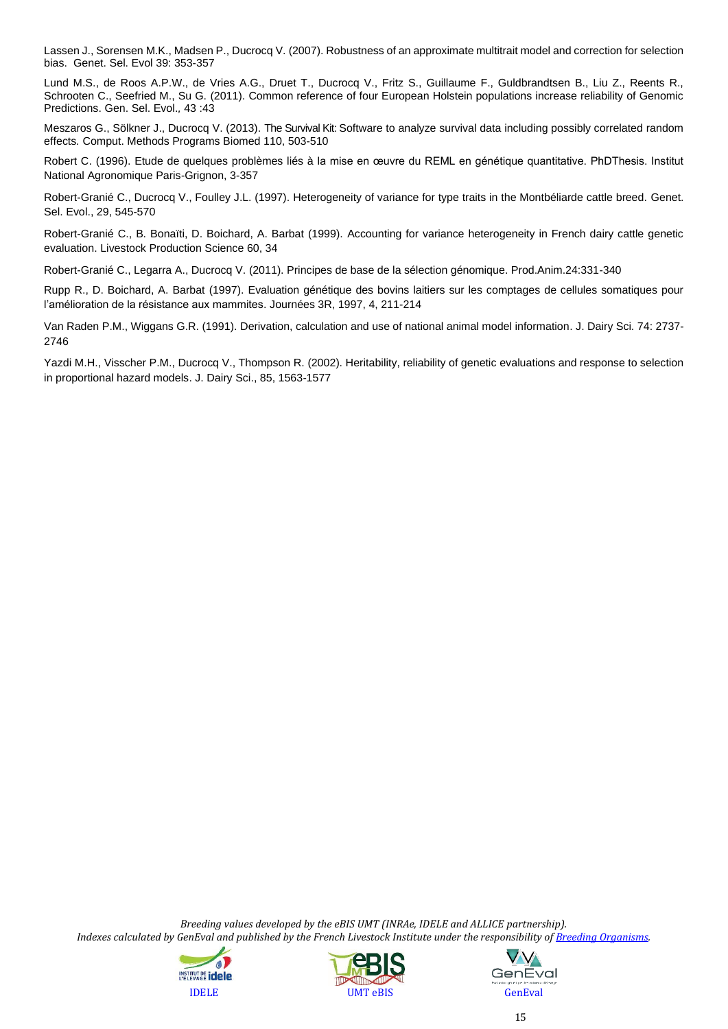Lassen J., Sorensen M.K., Madsen P., Ducrocq V. (2007). Robustness of an approximate multitrait model and correction for selection bias. Genet. Sel. Evol 39: 353-357

Lund M.S., de Roos A.P.W., de Vries A.G., Druet T., Ducrocq V., Fritz S., Guillaume F., Guldbrandtsen B., Liu Z., Reents R., Schrooten C., Seefried M., Su G. (2011). Common reference of four European Holstein populations increase reliability of Genomic Predictions. Gen. Sel. Evol., 43 :43

Meszaros G., Sölkner J., Ducrocq V. (2013). The Survival Kit: Software to analyze survival data including possibly correlated random effects. Comput. Methods Programs Biomed 110, 503-510

Robert C. (1996). Etude de quelques problèmes liés à la mise en œuvre du REML en génétique quantitative. PhDThesis. Institut National Agronomique Paris-Grignon, 3-357

Robert-Granié C., Ducrocq V., Foulley J.L. (1997). Heterogeneity of variance for type traits in the Montbéliarde cattle breed. Genet. Sel. Evol., 29, 545-570

Robert-Granié C., B. Bonaïti, D. Boichard, A. Barbat (1999). Accounting for variance heterogeneity in French dairy cattle genetic evaluation. Livestock Production Science 60, 34

Robert-Granié C., Legarra A., Ducrocq V. (2011). Principes de base de la sélection génomique. Prod.Anim.24:331-340

Rupp R., D. Boichard, A. Barbat (1997). Evaluation génétique des bovins laitiers sur les comptages de cellules somatiques pour l'amélioration de la résistance aux mammites. Journées 3R, 1997, 4, 211-214

Van Raden P.M., Wiggans G.R. (1991). Derivation, calculation and use of national animal model information. J. Dairy Sci. 74: 2737-2746

Yazdi M.H., Visscher P.M., Ducrocq V., Thompson R. (2002). Heritability, reliability of genetic evaluations and response to selection in proportional hazard models. J. Dairy Sci., 85, 1563-1577